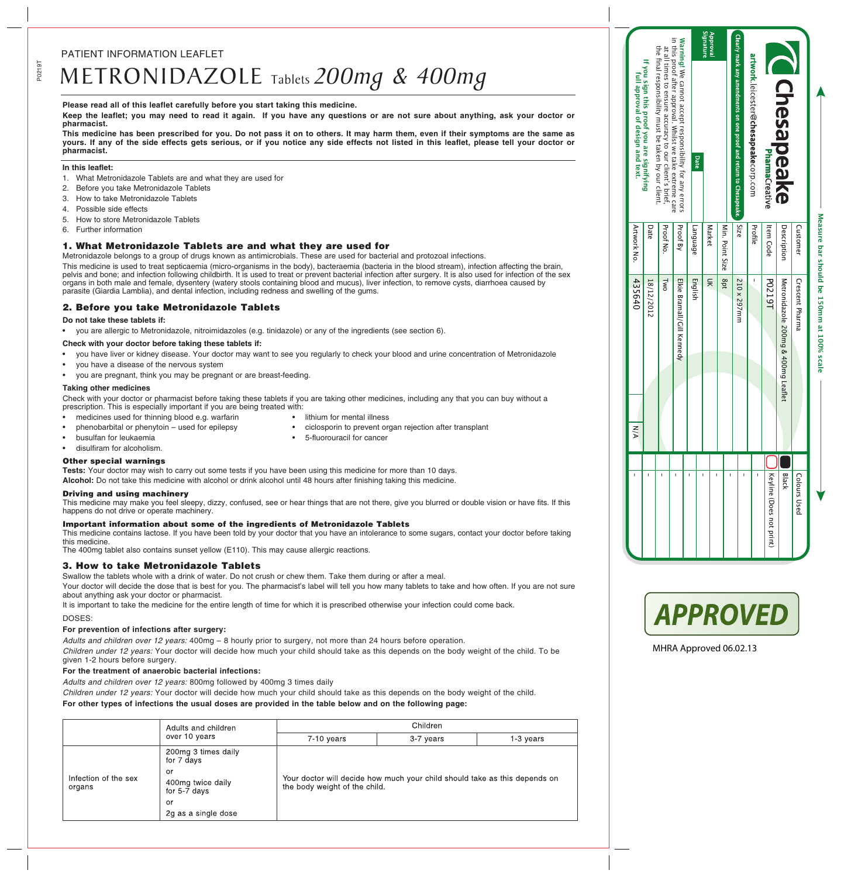PATIENT INFORMATION LEAFLET

# METRONIDAZOLE Tablets *200mg & 400mg*

**Please read all of this leaflet carefully before you start taking this medicine.**

**Keep the leaflet; you may need to read it again. If you have any questions or are not sure about anything, ask your doctor or pharmacist.**

**This medicine has been prescribed for you. Do not pass it on to others. It may harm them, even if their symptoms are the same as yours. If any of the side effects gets serious, or if you notice any side effects not listed in this leaflet, please tell your doctor or pharmacist.**

**In this leaflet:**

1. What Metronidazole Tablets are and what they are used for
2. Before you take Metronidazole Tablets
3. How to take Metronidazole Tablets
4. Possible side effects
5. How to store Metronidazole Tablets
6. Further information

## 1. What Metronidazole Tablets are and what they are used for

Metronidazole belongs to a group of drugs known as antimicrobials. These are used for bacterial and protozoal infections.

This medicine is used to treat septicaemia (micro-organisms in the body), bacteraemia (bacteria in the blood stream), infection affecting the brain, pelvis and bone; and infection following childbirth. It is used to treat or prevent bacterial infection after surgery. It is also used for infection of the sex organs in both male and female, dysentery (watery stools containing blood and mucus), liver infection, to remove cysts, diarrhoea caused by parasite (Giardia Lamblia), and dental infection, including redness and swelling of the gums.

## 2. Before you take Metronidazole Tablets

**Do not take these tablets if:**

- you are allergic to Metronidazole, nitroimidazoles (e.g. tinidazole) or any of the ingredients (see section 6).

**Check with your doctor before taking these tablets if:**

- you have liver or kidney disease. Your doctor may want to see you regularly to check your blood and urine concentration of Metronidazole
- you have a disease of the nervous system
- you are pregnant, think you may be pregnant or are breast-feeding.

**Taking other medicines**

Check with your doctor or pharmacist before taking these tablets if you are taking other medicines, including any that you can buy without a prescription. This is especially important if you are being treated with:

- medicines used for thinning blood e.g. warfarin
- phenobarbital or phenytoin – used for epilepsy
- busulfan for leukaemia
- disulfiram for alcoholism.
- lithium for mental illness
- ciclosporin to prevent organ rejection after transplant
- 5-fluorouracil for cancer

### Other special warnings

**Tests:** Your doctor may wish to carry out some tests if you have been using this medicine for more than 10 days.

**Alcohol:** Do not take this medicine with alcohol or drink alcohol until 48 hours after finishing taking this medicine.

### Driving and using machinery

This medicine may make you feel sleepy, dizzy, confused, see or hear things that are not there, give you blurred or double vision or have fits. If this happens do not drive or operate machinery.

### Important information about some of the ingredients of Metronidazole Tablets

This medicine contains lactose. If you have been told by your doctor that you have an intolerance to some sugars, contact your doctor before taking this medicine.

The 400mg tablet also contains sunset yellow (E110). This may cause allergic reactions.

## 3. How to take Metronidazole Tablets

Swallow the tablets whole with a drink of water. Do not crush or chew them. Take them during or after a meal.

Your doctor will decide the dose that is best for you. The pharmacist's label will tell you how many tablets to take and how often. If you are not sure about anything ask your doctor or pharmacist.

It is important to take the medicine for the entire length of time for which it is prescribed otherwise your infection could come back.

DOSES:

**For prevention of infections after surgery:**

*Adults and children over 12 years:* 400mg – 8 hourly prior to surgery, not more than 24 hours before operation.

*Children under 12 years:* Your doctor will decide how much your child should take as this depends on the body weight of the child. To be given 1-2 hours before surgery.

**For the treatment of anaerobic bacterial infections:**

*Adults and children over 12 years:* 800mg followed by 400mg 3 times daily

*Children under 12 years:* Your doctor will decide how much your child should take as this depends on the body weight of the child.

**For other types of infections the usual doses are provided in the table below and on the following page:**

| | Adults and children over 10 years | Children | | |
|---|---|---|---|---|
| | | 7-10 years | 3-7 years | 1-3 years |
| Infection of the sex organs | 200mg 3 times daily for 7 days<br>or<br>400mg twice daily for 5-7 days<br>or<br>2g as a single dose | Your doctor will decide how much your child should take as this depends on the body weight of the child. | | |

MHRA Approved 06.02.13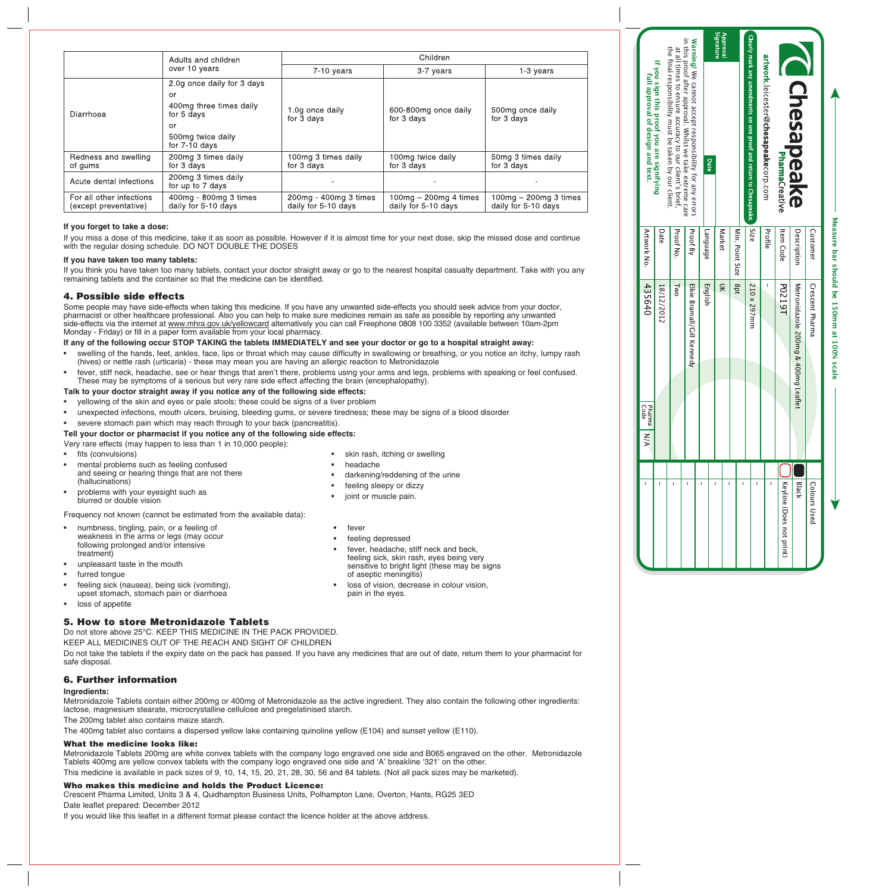| | Adults and children over 10 years | Children | | |
|---|---|---|---|---|
| | | 7-10 years | 3-7 years | 1-3 years |
| Diarrhoea | 2.0g once daily for 3 days or 400mg three times daily for 5 days or 500mg twice daily for 7-10 days | 1.0g once daily for 3 days | 600-800mg once daily for 3 days | 500mg once daily for 3 days |
| Redness and swelling of gums | 200mg 3 times daily for 3 days | 100mg 3 times daily for 3 days | 100mg twice daily for 3 days | 50mg 3 times daily for 3 days |
| Acute dental infections | 200mg 3 times daily for up to 7 days | - | - | - |
| For all other infections (except preventative) | 400mg - 800mg 3 times daily for 5-10 days | 200mg - 400mg 3 times daily for 5-10 days | 100mg – 200mg 4 times daily for 5-10 days | 100mg – 200mg 3 times daily for 5-10 days |

**If you forget to take a dose:**

If you miss a dose of this medicine, take it as soon as possible. However if it is almost time for your next dose, skip the missed dose and continue with the regular dosing schedule. DO NOT DOUBLE THE DOSES

**If you have taken too many tablets:**

If you think you have taken too many tablets, contact your doctor straight away or go to the nearest hospital casualty department. Take with you any remaining tablets and the container so that the medicine can be identified.

## 4. Possible side effects

Some people may have side-effects when taking this medicine. If you have any unwanted side-effects you should seek advice from your doctor, pharmacist or other healthcare professional. Also you can help to make sure medicines remain as safe as possible by reporting any unwanted side-effects via the internet at www.mhra.gov.uk/yellowcard alternatively you can call Freephone 0808 100 3352 (available between 10am-2pm Monday - Friday) or fill in a paper form available from your local pharmacy.

**If any of the following occur STOP TAKING the tablets IMMEDIATELY and see your doctor or go to a hospital straight away:**

- swelling of the hands, feet, ankles, face, lips or throat which may cause difficulty in swallowing or breathing, or you notice an itchy, lumpy rash (hives) or nettle rash (urticaria) - these may mean you are having an allergic reaction to Metronidazole
- fever, stiff neck, headache, see or hear things that aren't there, problems using your arms and legs, problems with speaking or feel confused. These may be symptoms of a serious but very rare side effect affecting the brain (encephalopathy).

**Talk to your doctor straight away if you notice any of the following side effects:**

- yellowing of the skin and eyes or pale stools; these could be signs of a liver problem
- unexpected infections, mouth ulcers, bruising, bleeding gums, or severe tiredness; these may be signs of a blood disorder
- severe stomach pain which may reach through to your back (pancreatitis).

**Tell your doctor or pharmacist if you notice any of the following side effects:**

Very rare effects (may happen to less than 1 in 10,000 people):

- fits (convulsions)
- mental problems such as feeling confused and seeing or hearing things that are not there (hallucinations)
- problems with your eyesight such as blurred or double vision
- skin rash, itching or swelling
- headache
- darkening/reddening of the urine
- feeling sleepy or dizzy
- joint or muscle pain.

Frequency not known (cannot be estimated from the available data):

- numbness, tingling, pain, or a feeling of weakness in the arms or legs (may occur following prolonged and/or intensive treatment)
- unpleasant taste in the mouth
- furred tongue
- feeling sick (nausea), being sick (vomiting), upset stomach, stomach pain or diarrhoea
- loss of appetite
- fever
- feeling depressed
- fever, headache, stiff neck and back, feeling sick, skin rash, eyes being very sensitive to bright light (these may be signs of aseptic meningitis)
- loss of vision, decrease in colour vision, pain in the eyes.

## 5. How to store Metronidazole Tablets

Do not store above 25°C. KEEP THIS MEDICINE IN THE PACK PROVIDED.

KEEP ALL MEDICINES OUT OF THE REACH AND SIGHT OF CHILDREN

Do not take the tablets if the expiry date on the pack has passed. If you have any medicines that are out of date, return them to your pharmacist for safe disposal.

## 6. Further information

**Ingredients:**

Metronidazole Tablets contain either 200mg or 400mg of Metronidazole as the active ingredient. They also contain the following other ingredients: lactose, magnesium stearate, microcrystalline cellulose and pregelatinised starch.

The 200mg tablet also contains maize starch.

The 400mg tablet also contains a dispersed yellow lake containing quinoline yellow (E104) and sunset yellow (E110).

### What the medicine looks like:

Metronidazole Tablets 200mg are white convex tablets with the company logo engraved one side and B065 engraved on the other. Metronidazole Tablets 400mg are yellow convex tablets with the company logo engraved one side and 'A' breakline '321' on the other.

This medicine is available in pack sizes of 9, 10, 14, 15, 20, 21, 28, 30, 56 and 84 tablets. (Not all pack sizes may be marketed).

### Who makes this medicine and holds the Product Licence:

Crescent Pharma Limited, Units 3 & 4, Quidhampton Business Units, Polhampton Lane, Overton, Hants, RG25 3ED

Date leaflet prepared: December 2012

If you would like this leaflet in a different format please contact the licence holder at the above address.